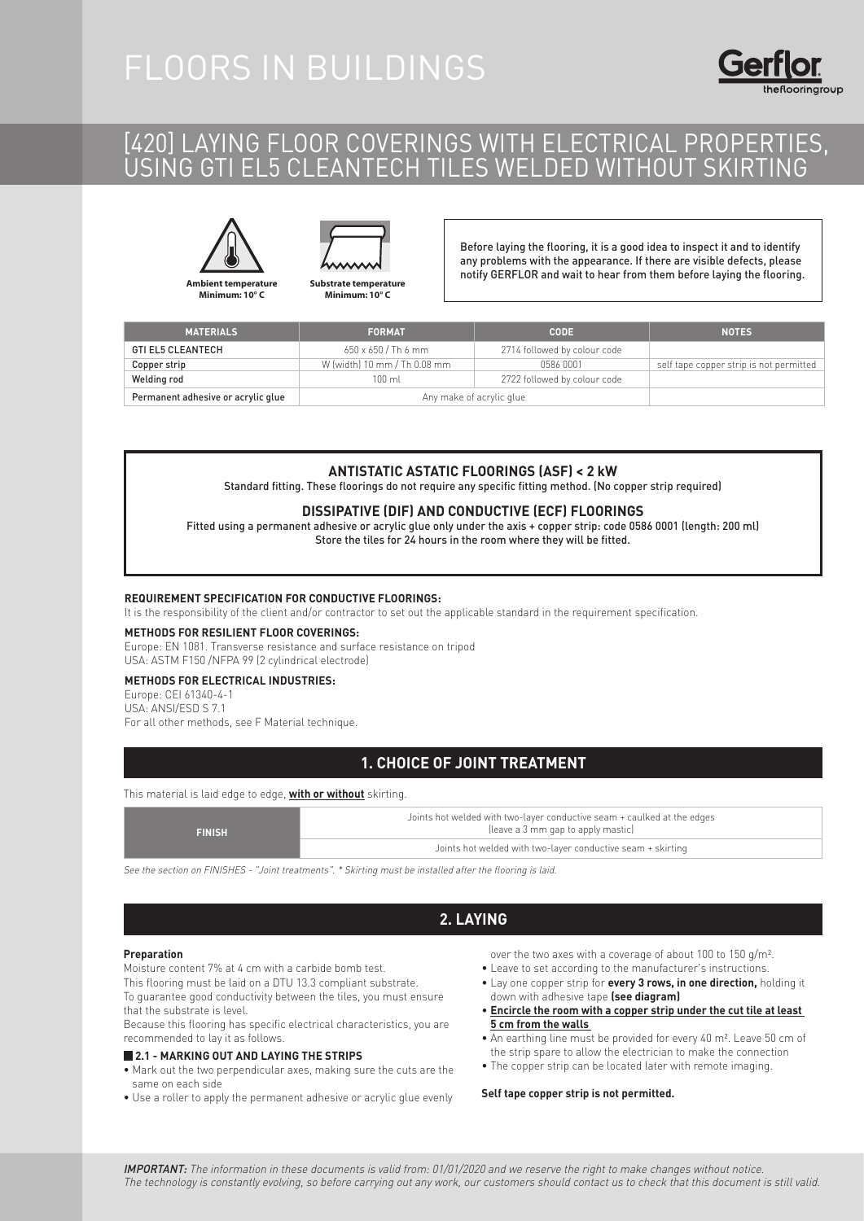# FLOORS IN BUILDINGS

## [420] LAYING FLOOR COVERINGS WITH ELECTRICAL PROPERTIES, USING GTI EL5 CLEANTECH TILES WELDED WITHOUT SKIRTING

**Ambient temperature Minimum: 10° C**

**Substrate temperature Minimum: 10° C**

Before laying the flooring, it is a good idea to inspect it and to identify any problems with the appearance. If there are visible defects, please notify GERFLOR and wait to hear from them before laying the flooring.

| MATERIALS | FORMAT | CODE | NOTES |
|---|---|---|---|
| GTI EL5 CLEANTECH | 650 x 650 / Th 6 mm | 2714 followed by colour code | |
| Copper strip | W (width) 10 mm / Th 0.08 mm | 0586 0001 | self tape copper strip is not permitted |
| Welding rod | 100 ml | 2722 followed by colour code | |
| Permanent adhesive or acrylic glue | Any make of acrylic glue | | |

### ANTISTATIC ASTATIC FLOORINGS (ASF) < 2 kW

Standard fitting. These floorings do not require any specific fitting method. (No copper strip required)

### DISSIPATIVE (DIF) AND CONDUCTIVE (ECF) FLOORINGS

Fitted using a permanent adhesive or acrylic glue only under the axis + copper strip: code 0586 0001 (length: 200 ml)
Store the tiles for 24 hours in the room where they will be fitted.

**REQUIREMENT SPECIFICATION FOR CONDUCTIVE FLOORINGS:**
It is the responsibility of the client and/or contractor to set out the applicable standard in the requirement specification.

**METHODS FOR RESILIENT FLOOR COVERINGS:**
Europe: EN 1081. Transverse resistance and surface resistance on tripod
USA: ASTM F150 /NFPA 99 (2 cylindrical electrode)

**METHODS FOR ELECTRICAL INDUSTRIES:**
Europe: CEI 61340-4-1
USA: ANSI/ESD S 7.1
For all other methods, see F Material technique.

## 1. CHOICE OF JOINT TREATMENT

This material is laid edge to edge, **with or without** skirting.

| FINISH | |
|---|---|
| FINISH | Joints hot welded with two-layer conductive seam + caulked at the edges (leave a 3 mm gap to apply mastic) |
| | Joints hot welded with two-layer conductive seam + skirting |

*See the section on FINISHES - "Joint treatments". \* Skirting must be installed after the flooring is laid.*

## 2. LAYING

**Preparation**

Moisture content 7% at 4 cm with a carbide bomb test.
This flooring must be laid on a DTU 13.3 compliant substrate.
To guarantee good conductivity between the tiles, you must ensure that the substrate is level.
Because this flooring has specific electrical characteristics, you are recommended to lay it as follows.

### 2.1 - MARKING OUT AND LAYING THE STRIPS

- Mark out the two perpendicular axes, making sure the cuts are the same on each side
- Use a roller to apply the permanent adhesive or acrylic glue evenly over the two axes with a coverage of about 100 to 150 g/m².
- Leave to set according to the manufacturer's instructions.
- Lay one copper strip for **every 3 rows, in one direction,** holding it down with adhesive tape **(see diagram)**
- **Encircle the room with a copper strip under the cut tile at least 5 cm from the walls**
- An earthing line must be provided for every 40 m². Leave 50 cm of the strip spare to allow the electrician to make the connection
- The copper strip can be located later with remote imaging.

**Self tape copper strip is not permitted.**

*IMPORTANT: The information in these documents is valid from: 01/01/2020 and we reserve the right to make changes without notice. The technology is constantly evolving, so before carrying out any work, our customers should contact us to check that this document is still valid.*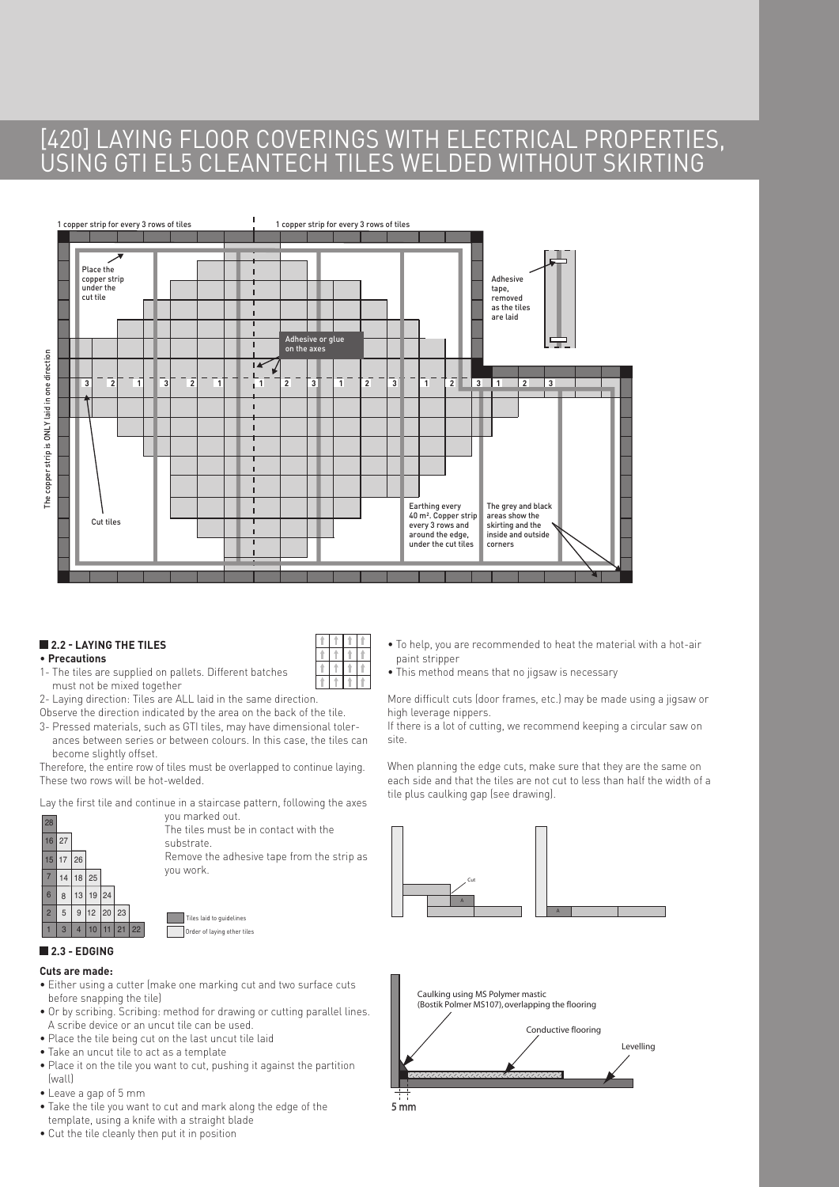# [420] LAYING FLOOR COVERINGS WITH ELECTRICAL PROPERTIES, USING GTI EL5 CLEANTECH TILES WELDED WITHOUT SKIRTING

1 copper strip for every 3 rows of tiles

1 copper strip for every 3 rows of tiles

Place the copper strip under the cut tile

Adhesive tape, removed as the tiles are laid

Adhesive or glue on the axes

The copper strip is ONLY laid in one direction

Cut tiles

Earthing every 40 m². Copper strip every 3 rows and around the edge, under the cut tiles

The grey and black areas show the skirting and the inside and outside corners

## 2.2 - LAYING THE TILES

**• Precautions**

1- The tiles are supplied on pallets. Different batches must not be mixed together

2- Laying direction: Tiles are ALL laid in the same direction.

Observe the direction indicated by the area on the back of the tile.

3- Pressed materials, such as GTI tiles, may have dimensional tolerances between series or between colours. In this case, the tiles can become slightly offset.

Therefore, the entire row of tiles must be overlapped to continue laying. These two rows will be hot-welded.

Lay the first tile and continue in a staircase pattern, following the axes you marked out.

The tiles must be in contact with the substrate.

Remove the adhesive tape from the strip as you work.

| 28 | | | | | | |
|---|---|---|---|---|---|---|
| 16 | 27 | | | | | |
| 15 | 17 | 26 | | | | |
| 7 | 14 | 18 | 25 | | | |
| 6 | 8 | 13 | 19 | 24 | | |
| 2 | 5 | 9 | 12 | 20 | 23 | |
| 1 | 3 | 4 | 10 | 11 | 21 | 22 |

Tiles laid to guidelines

Order of laying other tiles

## 2.3 - EDGING

**Cuts are made:**

- Either using a cutter (make one marking cut and two surface cuts before snapping the tile)
- Or by scribing. Scribing: method for drawing or cutting parallel lines. A scribe device or an uncut tile can be used.
- Place the tile being cut on the last uncut tile laid
- Take an uncut tile to act as a template
- Place it on the tile you want to cut, pushing it against the partition (wall)
- Leave a gap of 5 mm
- Take the tile you want to cut and mark along the edge of the template, using a knife with a straight blade
- Cut the tile cleanly then put it in position

- To help, you are recommended to heat the material with a hot-air paint stripper
- This method means that no jigsaw is necessary

More difficult cuts (door frames, etc.) may be made using a jigsaw or high leverage nippers.

If there is a lot of cutting, we recommend keeping a circular saw on site.

When planning the edge cuts, make sure that they are the same on each side and that the tiles are not cut to less than half the width of a tile plus caulking gap (see drawing).

Cut

Caulking using MS Polymer mastic (Bostik Polmer MS107), overlapping the flooring

Conductive flooring

Levelling

5 mm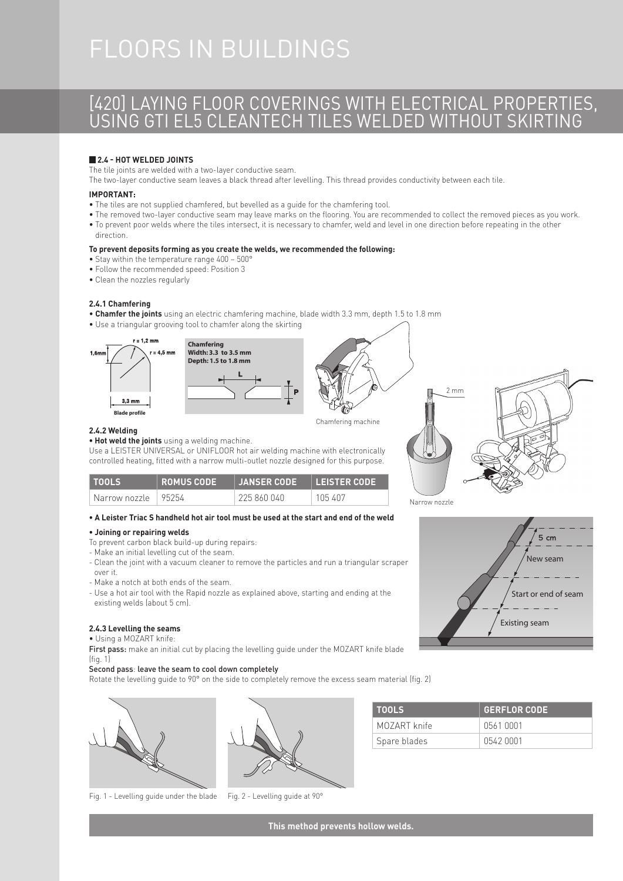# FLOORS IN BUILDINGS

## [420] LAYING FLOOR COVERINGS WITH ELECTRICAL PROPERTIES, USING GTI EL5 CLEANTECH TILES WELDED WITHOUT SKIRTING

### 2.4 - HOT WELDED JOINTS

The tile joints are welded with a two-layer conductive seam.
The two-layer conductive seam leaves a black thread after levelling. This thread provides conductivity between each tile.

**IMPORTANT:**

- The tiles are not supplied chamfered, but bevelled as a guide for the chamfering tool.
- The removed two-layer conductive seam may leave marks on the flooring. You are recommended to collect the removed pieces as you work.
- To prevent poor welds where the tiles intersect, it is necessary to chamfer, weld and level in one direction before repeating in the other direction.

**To prevent deposits forming as you create the welds, we recommended the following:**

- Stay within the temperature range 400 – 500°
- Follow the recommended speed: Position 3
- Clean the nozzles regularly

#### 2.4.1 Chamfering

- **Chamfer the joints** using an electric chamfering machine, blade width 3.3 mm, depth 1.5 to 1.8 mm
- Use a triangular grooving tool to chamfer along the skirting

r = 1,2 mm
1,6mm
r = 4,5 mm
3,3 mm
Blade profile

**Chamfering**
**Width: 3.3 to 3.5 mm**
**Depth: 1.5 to 1.8 mm**
L
P

Chamfering machine

2 mm

Narrow nozzle

#### 2.4.2 Welding

- **Hot weld the joints** using a welding machine.

Use a LEISTER UNIVERSAL or UNIFLOOR hot air welding machine with electronically controlled heating, fitted with a narrow multi-outlet nozzle designed for this purpose.

| TOOLS | ROMUS CODE | JANSER CODE | LEISTER CODE |
|---|---|---|---|
| Narrow nozzle | 95254 | 225 860 040 | 105 407 |

- **A Leister Triac S handheld hot air tool must be used at the start and end of the weld**

- **Joining or repairing welds**

To prevent carbon black build-up during repairs:

- Make an initial levelling cut of the seam.
- Clean the joint with a vacuum cleaner to remove the particles and run a triangular scraper over it.
- Make a notch at both ends of the seam.
- Use a hot air tool with the Rapid nozzle as explained above, starting and ending at the existing welds (about 5 cm).

5 cm
New seam
Start or end of seam
Existing seam

#### 2.4.3 Levelling the seams

- Using a MOZART knife:

First pass: make an initial cut by placing the levelling guide under the MOZART knife blade (fig. 1)

Second pass: leave the seam to cool down completely

Rotate the levelling guide to 90° on the side to completely remove the excess seam material (fig. 2)

Fig. 1 - Levelling guide under the blade

Fig. 2 - Levelling guide at 90°

| TOOLS | GERFLOR CODE |
|---|---|
| MOZART knife | 0561 0001 |
| Spare blades | 0542 0001 |

**This method prevents hollow welds.**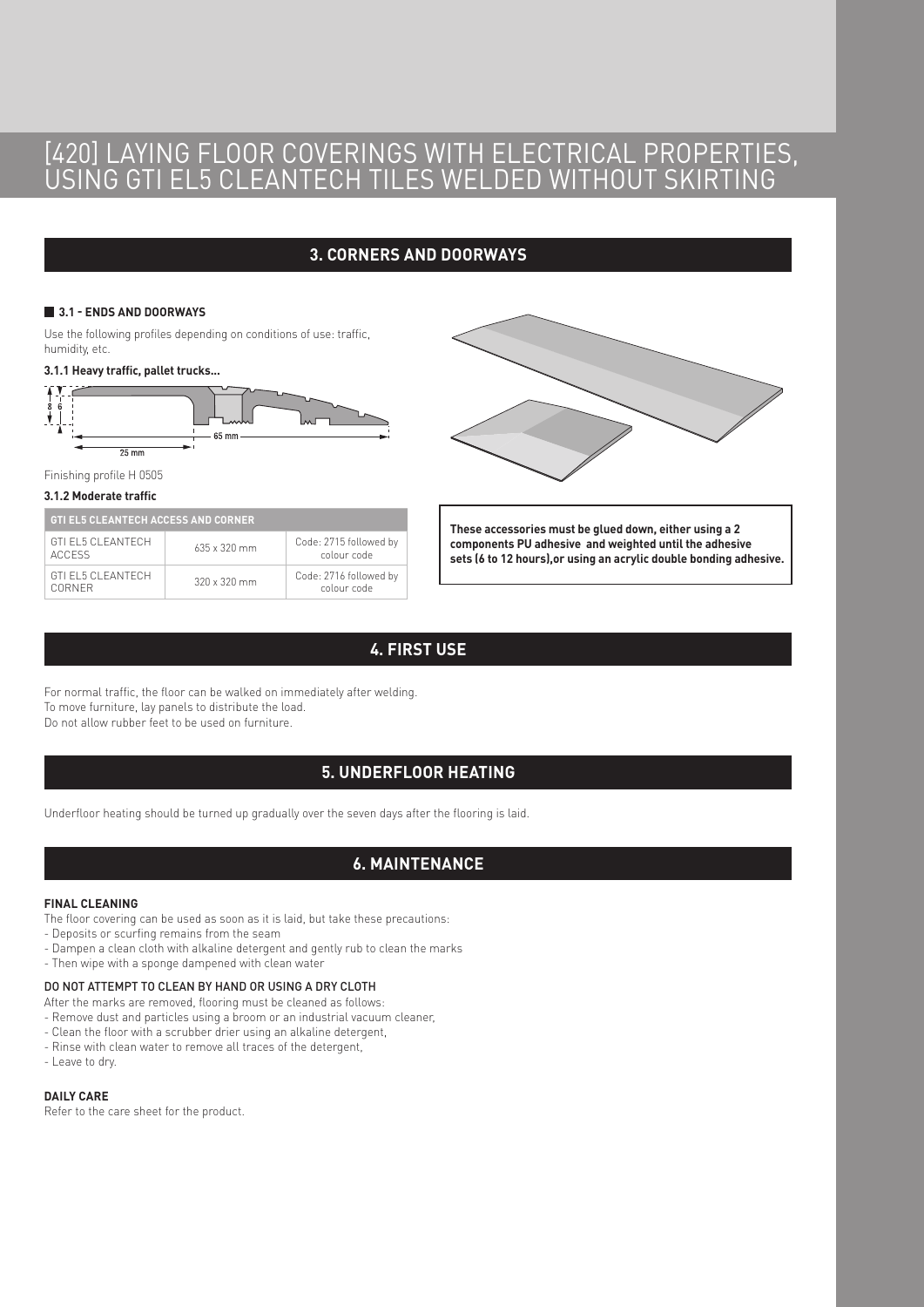# [420] LAYING FLOOR COVERINGS WITH ELECTRICAL PROPERTIES, USING GTI EL5 CLEANTECH TILES WELDED WITHOUT SKIRTING

## 3. CORNERS AND DOORWAYS

### 3.1 - ENDS AND DOORWAYS

Use the following profiles depending on conditions of use: traffic, humidity, etc.

**3.1.1 Heavy traffic, pallet trucks...**

8
6
65 mm
25 mm

Finishing profile H 0505

**3.1.2 Moderate traffic**

| GTI EL5 CLEANTECH ACCESS AND CORNER | | |
|---|---|---|
| GTI EL5 CLEANTECH ACCESS | 635 x 320 mm | Code: 2715 followed by colour code |
| GTI EL5 CLEANTECH CORNER | 320 x 320 mm | Code: 2716 followed by colour code |

**These accessories must be glued down, either using a 2 components PU adhesive and weighted until the adhesive sets (6 to 12 hours),or using an acrylic double bonding adhesive.**

## 4. FIRST USE

For normal traffic, the floor can be walked on immediately after welding.
To move furniture, lay panels to distribute the load.
Do not allow rubber feet to be used on furniture.

## 5. UNDERFLOOR HEATING

Underfloor heating should be turned up gradually over the seven days after the flooring is laid.

## 6. MAINTENANCE

**FINAL CLEANING**

The floor covering can be used as soon as it is laid, but take these precautions:
- Deposits or scurfing remains from the seam
- Dampen a clean cloth with alkaline detergent and gently rub to clean the marks
- Then wipe with a sponge dampened with clean water

DO NOT ATTEMPT TO CLEAN BY HAND OR USING A DRY CLOTH

After the marks are removed, flooring must be cleaned as follows:
- Remove dust and particles using a broom or an industrial vacuum cleaner,
- Clean the floor with a scrubber drier using an alkaline detergent,
- Rinse with clean water to remove all traces of the detergent,
- Leave to dry.

**DAILY CARE**

Refer to the care sheet for the product.